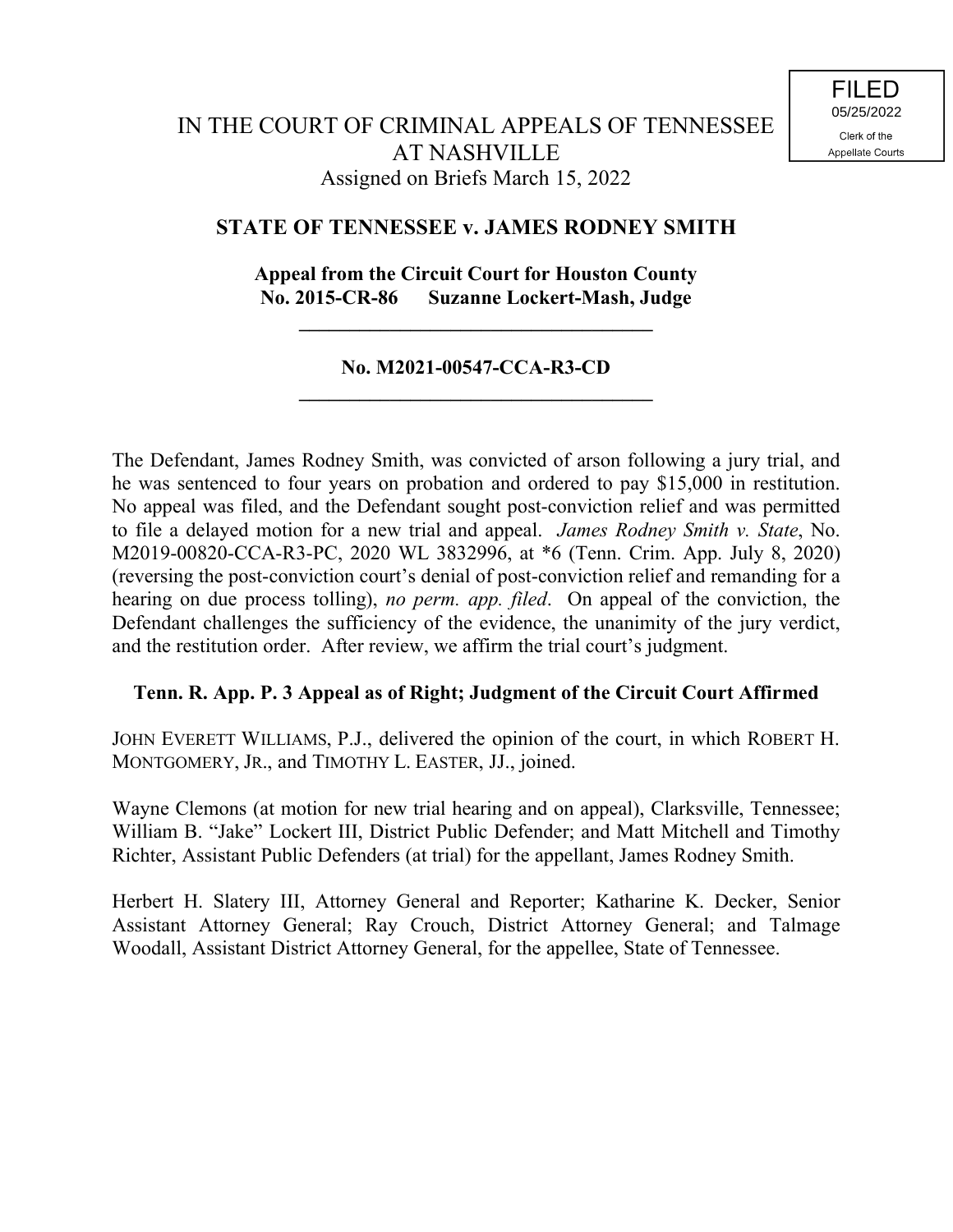FILED
05/25/2022
Clerk of the
Appellate Courts

# IN THE COURT OF CRIMINAL APPEALS OF TENNESSEE AT NASHVILLE

Assigned on Briefs March 15, 2022

## STATE OF TENNESSEE v. JAMES RODNEY SMITH

**Appeal from the Circuit Court for Houston County**
**No. 2015-CR-86 Suzanne Lockert-Mash, Judge**

---

**No. M2021-00547-CCA-R3-CD**

---

The Defendant, James Rodney Smith, was convicted of arson following a jury trial, and he was sentenced to four years on probation and ordered to pay $15,000 in restitution. No appeal was filed, and the Defendant sought post-conviction relief and was permitted to file a delayed motion for a new trial and appeal. *James Rodney Smith v. State*, No. M2019-00820-CCA-R3-PC, 2020 WL 3832996, at *6 (Tenn. Crim. App. July 8, 2020) (reversing the post-conviction court's denial of post-conviction relief and remanding for a hearing on due process tolling), *no perm. app. filed*. On appeal of the conviction, the Defendant challenges the sufficiency of the evidence, the unanimity of the jury verdict, and the restitution order. After review, we affirm the trial court's judgment.

**Tenn. R. App. P. 3 Appeal as of Right; Judgment of the Circuit Court Affirmed**

JOHN EVERETT WILLIAMS, P.J., delivered the opinion of the court, in which ROBERT H. MONTGOMERY, JR., and TIMOTHY L. EASTER, JJ., joined.

Wayne Clemons (at motion for new trial hearing and on appeal), Clarksville, Tennessee; William B. "Jake" Lockert III, District Public Defender; and Matt Mitchell and Timothy Richter, Assistant Public Defenders (at trial) for the appellant, James Rodney Smith.

Herbert H. Slatery III, Attorney General and Reporter; Katharine K. Decker, Senior Assistant Attorney General; Ray Crouch, District Attorney General; and Talmage Woodall, Assistant District Attorney General, for the appellee, State of Tennessee.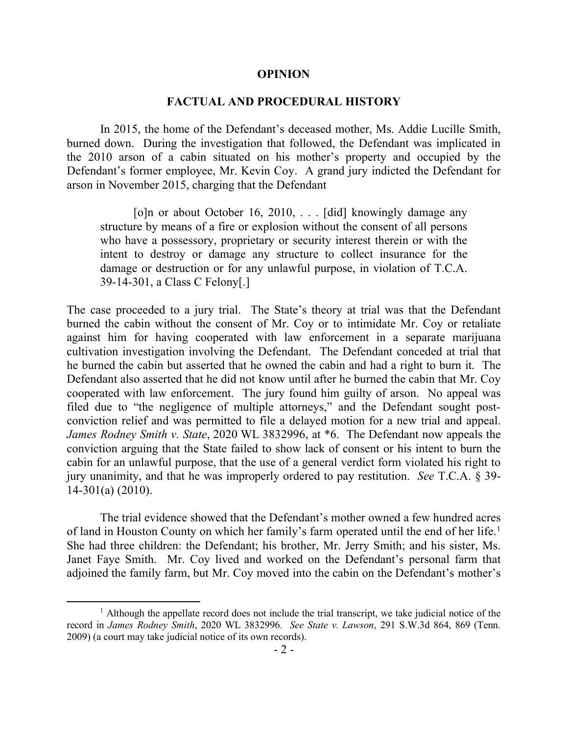# OPINION

## FACTUAL AND PROCEDURAL HISTORY

In 2015, the home of the Defendant's deceased mother, Ms. Addie Lucille Smith, burned down. During the investigation that followed, the Defendant was implicated in the 2010 arson of a cabin situated on his mother's property and occupied by the Defendant's former employee, Mr. Kevin Coy. A grand jury indicted the Defendant for arson in November 2015, charging that the Defendant

> [o]n or about October 16, 2010, . . . [did] knowingly damage any structure by means of a fire or explosion without the consent of all persons who have a possessory, proprietary or security interest therein or with the intent to destroy or damage any structure to collect insurance for the damage or destruction or for any unlawful purpose, in violation of T.C.A. 39-14-301, a Class C Felony[.]

The case proceeded to a jury trial. The State's theory at trial was that the Defendant burned the cabin without the consent of Mr. Coy or to intimidate Mr. Coy or retaliate against him for having cooperated with law enforcement in a separate marijuana cultivation investigation involving the Defendant. The Defendant conceded at trial that he burned the cabin but asserted that he owned the cabin and had a right to burn it. The Defendant also asserted that he did not know until after he burned the cabin that Mr. Coy cooperated with law enforcement. The jury found him guilty of arson. No appeal was filed due to "the negligence of multiple attorneys," and the Defendant sought post-conviction relief and was permitted to file a delayed motion for a new trial and appeal. *James Rodney Smith v. State*, 2020 WL 3832996, at \*6. The Defendant now appeals the conviction arguing that the State failed to show lack of consent or his intent to burn the cabin for an unlawful purpose, that the use of a general verdict form violated his right to jury unanimity, and that he was improperly ordered to pay restitution. *See* T.C.A. § 39-14-301(a) (2010).

The trial evidence showed that the Defendant's mother owned a few hundred acres of land in Houston County on which her family's farm operated until the end of her life.[1] She had three children: the Defendant; his brother, Mr. Jerry Smith; and his sister, Ms. Janet Faye Smith. Mr. Coy lived and worked on the Defendant's personal farm that adjoined the family farm, but Mr. Coy moved into the cabin on the Defendant's mother's

---

[1] Although the appellate record does not include the trial transcript, we take judicial notice of the record in *James Rodney Smith*, 2020 WL 3832996. *See State v. Lawson*, 291 S.W.3d 864, 869 (Tenn. 2009) (a court may take judicial notice of its own records).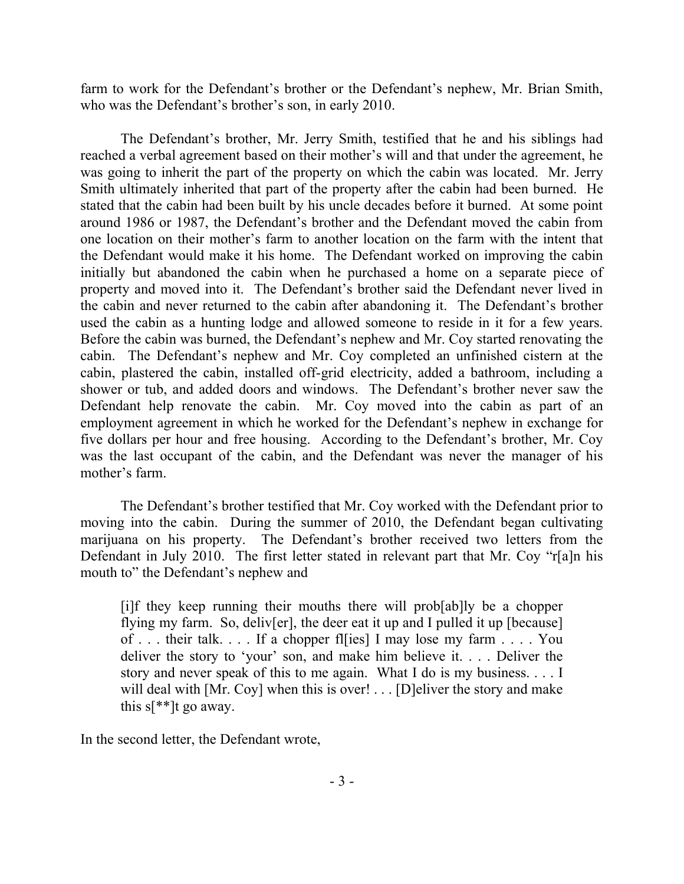farm to work for the Defendant's brother or the Defendant's nephew, Mr. Brian Smith, who was the Defendant's brother's son, in early 2010.

The Defendant's brother, Mr. Jerry Smith, testified that he and his siblings had reached a verbal agreement based on their mother's will and that under the agreement, he was going to inherit the part of the property on which the cabin was located. Mr. Jerry Smith ultimately inherited that part of the property after the cabin had been burned. He stated that the cabin had been built by his uncle decades before it burned. At some point around 1986 or 1987, the Defendant's brother and the Defendant moved the cabin from one location on their mother's farm to another location on the farm with the intent that the Defendant would make it his home. The Defendant worked on improving the cabin initially but abandoned the cabin when he purchased a home on a separate piece of property and moved into it. The Defendant's brother said the Defendant never lived in the cabin and never returned to the cabin after abandoning it. The Defendant's brother used the cabin as a hunting lodge and allowed someone to reside in it for a few years. Before the cabin was burned, the Defendant's nephew and Mr. Coy started renovating the cabin. The Defendant's nephew and Mr. Coy completed an unfinished cistern at the cabin, plastered the cabin, installed off-grid electricity, added a bathroom, including a shower or tub, and added doors and windows. The Defendant's brother never saw the Defendant help renovate the cabin. Mr. Coy moved into the cabin as part of an employment agreement in which he worked for the Defendant's nephew in exchange for five dollars per hour and free housing. According to the Defendant's brother, Mr. Coy was the last occupant of the cabin, and the Defendant was never the manager of his mother's farm.

The Defendant's brother testified that Mr. Coy worked with the Defendant prior to moving into the cabin. During the summer of 2010, the Defendant began cultivating marijuana on his property. The Defendant's brother received two letters from the Defendant in July 2010. The first letter stated in relevant part that Mr. Coy "r[a]n his mouth to" the Defendant's nephew and

> [i]f they keep running their mouths there will prob[ab]ly be a chopper flying my farm. So, deliv[er], the deer eat it up and I pulled it up [because] of . . . their talk. . . . If a chopper fl[ies] I may lose my farm . . . . You deliver the story to 'your' son, and make him believe it. . . . Deliver the story and never speak of this to me again. What I do is my business. . . . I will deal with [Mr. Coy] when this is over! . . . [D]eliver the story and make this s[**]t go away.

In the second letter, the Defendant wrote,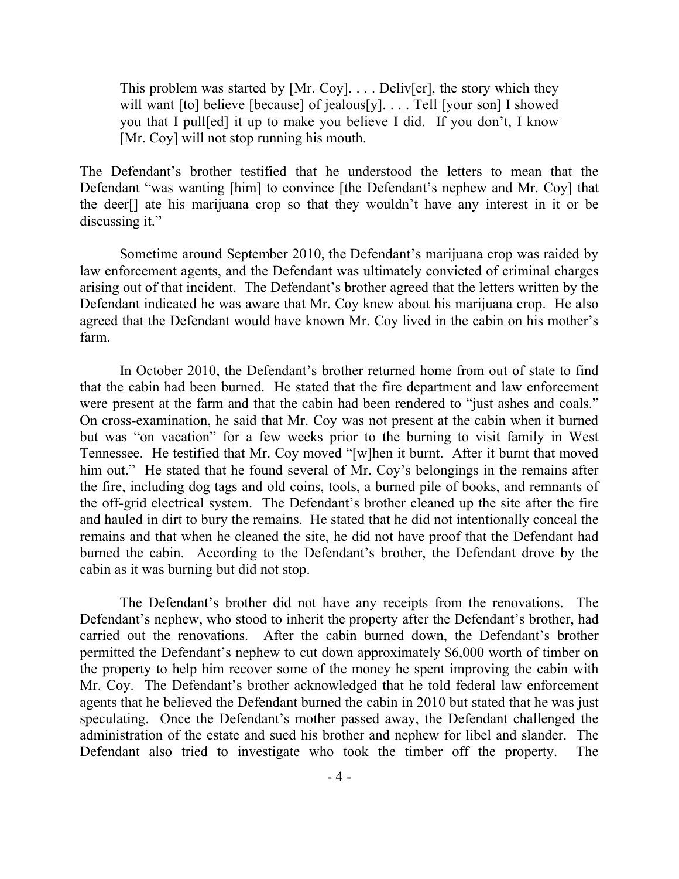> This problem was started by [Mr. Coy]. . . . Deliv[er], the story which they will want [to] believe [because] of jealous[y]. . . . Tell [your son] I showed you that I pull[ed] it up to make you believe I did. If you don't, I know [Mr. Coy] will not stop running his mouth.

The Defendant's brother testified that he understood the letters to mean that the Defendant "was wanting [him] to convince [the Defendant's nephew and Mr. Coy] that the deer[] ate his marijuana crop so that they wouldn't have any interest in it or be discussing it."

Sometime around September 2010, the Defendant's marijuana crop was raided by law enforcement agents, and the Defendant was ultimately convicted of criminal charges arising out of that incident. The Defendant's brother agreed that the letters written by the Defendant indicated he was aware that Mr. Coy knew about his marijuana crop. He also agreed that the Defendant would have known Mr. Coy lived in the cabin on his mother's farm.

In October 2010, the Defendant's brother returned home from out of state to find that the cabin had been burned. He stated that the fire department and law enforcement were present at the farm and that the cabin had been rendered to "just ashes and coals." On cross-examination, he said that Mr. Coy was not present at the cabin when it burned but was "on vacation" for a few weeks prior to the burning to visit family in West Tennessee. He testified that Mr. Coy moved "[w]hen it burnt. After it burnt that moved him out." He stated that he found several of Mr. Coy's belongings in the remains after the fire, including dog tags and old coins, tools, a burned pile of books, and remnants of the off-grid electrical system. The Defendant's brother cleaned up the site after the fire and hauled in dirt to bury the remains. He stated that he did not intentionally conceal the remains and that when he cleaned the site, he did not have proof that the Defendant had burned the cabin. According to the Defendant's brother, the Defendant drove by the cabin as it was burning but did not stop.

The Defendant's brother did not have any receipts from the renovations. The Defendant's nephew, who stood to inherit the property after the Defendant's brother, had carried out the renovations. After the cabin burned down, the Defendant's brother permitted the Defendant's nephew to cut down approximately $6,000 worth of timber on the property to help him recover some of the money he spent improving the cabin with Mr. Coy. The Defendant's brother acknowledged that he told federal law enforcement agents that he believed the Defendant burned the cabin in 2010 but stated that he was just speculating. Once the Defendant's mother passed away, the Defendant challenged the administration of the estate and sued his brother and nephew for libel and slander. The Defendant also tried to investigate who took the timber off the property. The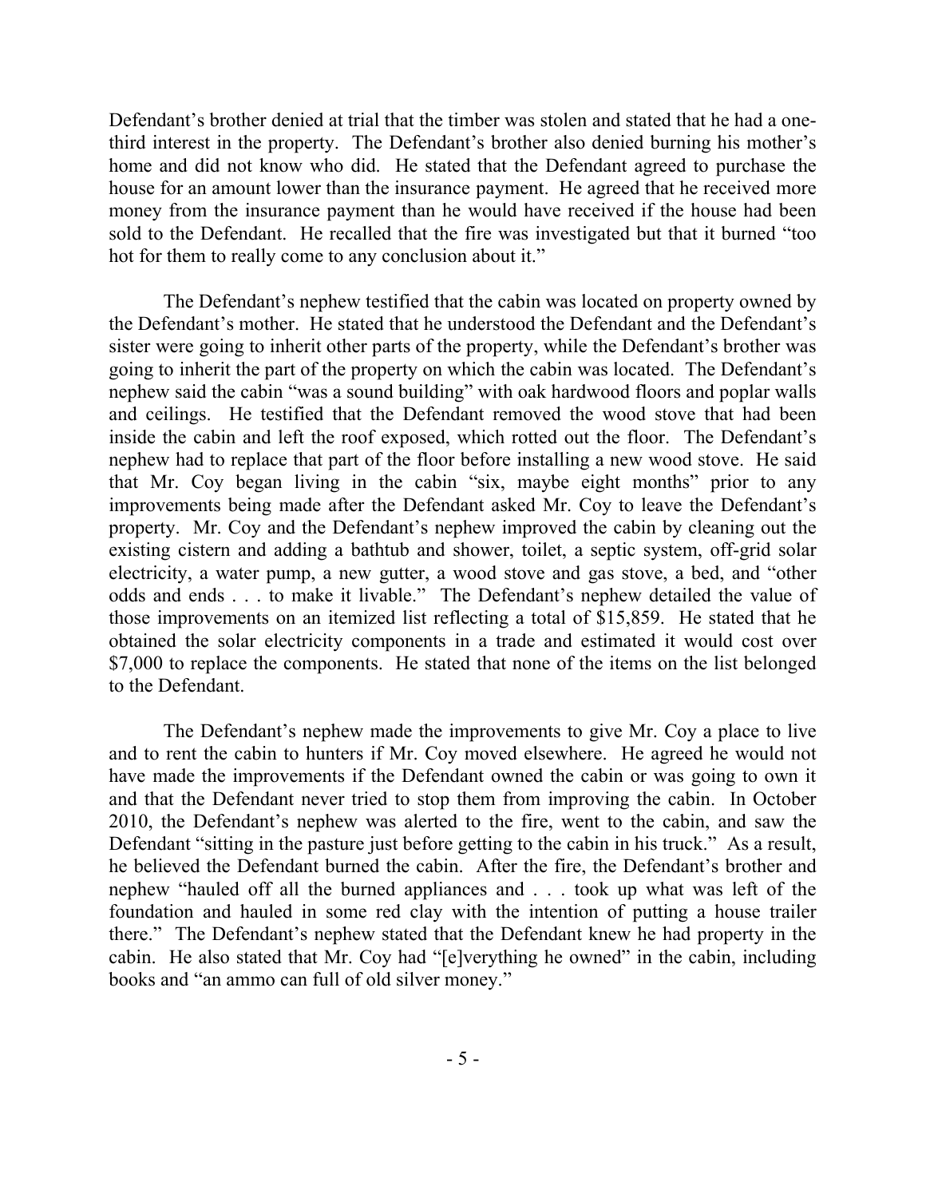Defendant's brother denied at trial that the timber was stolen and stated that he had a one-third interest in the property. The Defendant's brother also denied burning his mother's home and did not know who did. He stated that the Defendant agreed to purchase the house for an amount lower than the insurance payment. He agreed that he received more money from the insurance payment than he would have received if the house had been sold to the Defendant. He recalled that the fire was investigated but that it burned "too hot for them to really come to any conclusion about it."

The Defendant's nephew testified that the cabin was located on property owned by the Defendant's mother. He stated that he understood the Defendant and the Defendant's sister were going to inherit other parts of the property, while the Defendant's brother was going to inherit the part of the property on which the cabin was located. The Defendant's nephew said the cabin "was a sound building" with oak hardwood floors and poplar walls and ceilings. He testified that the Defendant removed the wood stove that had been inside the cabin and left the roof exposed, which rotted out the floor. The Defendant's nephew had to replace that part of the floor before installing a new wood stove. He said that Mr. Coy began living in the cabin "six, maybe eight months" prior to any improvements being made after the Defendant asked Mr. Coy to leave the Defendant's property. Mr. Coy and the Defendant's nephew improved the cabin by cleaning out the existing cistern and adding a bathtub and shower, toilet, a septic system, off-grid solar electricity, a water pump, a new gutter, a wood stove and gas stove, a bed, and "other odds and ends . . . to make it livable." The Defendant's nephew detailed the value of those improvements on an itemized list reflecting a total of $15,859. He stated that he obtained the solar electricity components in a trade and estimated it would cost over $7,000 to replace the components. He stated that none of the items on the list belonged to the Defendant.

The Defendant's nephew made the improvements to give Mr. Coy a place to live and to rent the cabin to hunters if Mr. Coy moved elsewhere. He agreed he would not have made the improvements if the Defendant owned the cabin or was going to own it and that the Defendant never tried to stop them from improving the cabin. In October 2010, the Defendant's nephew was alerted to the fire, went to the cabin, and saw the Defendant "sitting in the pasture just before getting to the cabin in his truck." As a result, he believed the Defendant burned the cabin. After the fire, the Defendant's brother and nephew "hauled off all the burned appliances and . . . took up what was left of the foundation and hauled in some red clay with the intention of putting a house trailer there." The Defendant's nephew stated that the Defendant knew he had property in the cabin. He also stated that Mr. Coy had "[e]verything he owned" in the cabin, including books and "an ammo can full of old silver money."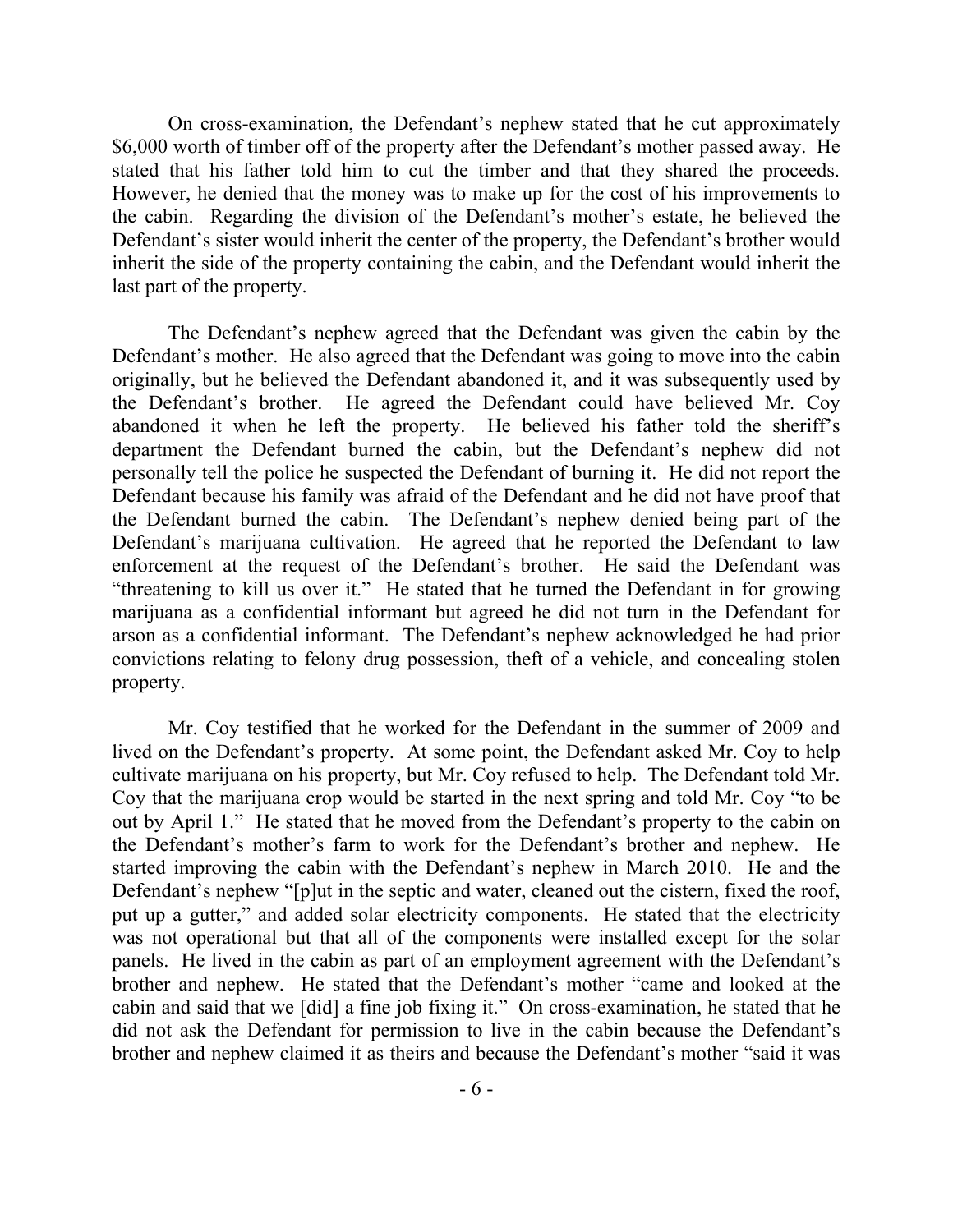On cross-examination, the Defendant's nephew stated that he cut approximately $6,000 worth of timber off of the property after the Defendant's mother passed away. He stated that his father told him to cut the timber and that they shared the proceeds. However, he denied that the money was to make up for the cost of his improvements to the cabin. Regarding the division of the Defendant's mother's estate, he believed the Defendant's sister would inherit the center of the property, the Defendant's brother would inherit the side of the property containing the cabin, and the Defendant would inherit the last part of the property.

The Defendant's nephew agreed that the Defendant was given the cabin by the Defendant's mother. He also agreed that the Defendant was going to move into the cabin originally, but he believed the Defendant abandoned it, and it was subsequently used by the Defendant's brother. He agreed the Defendant could have believed Mr. Coy abandoned it when he left the property. He believed his father told the sheriff's department the Defendant burned the cabin, but the Defendant's nephew did not personally tell the police he suspected the Defendant of burning it. He did not report the Defendant because his family was afraid of the Defendant and he did not have proof that the Defendant burned the cabin. The Defendant's nephew denied being part of the Defendant's marijuana cultivation. He agreed that he reported the Defendant to law enforcement at the request of the Defendant's brother. He said the Defendant was "threatening to kill us over it." He stated that he turned the Defendant in for growing marijuana as a confidential informant but agreed he did not turn in the Defendant for arson as a confidential informant. The Defendant's nephew acknowledged he had prior convictions relating to felony drug possession, theft of a vehicle, and concealing stolen property.

Mr. Coy testified that he worked for the Defendant in the summer of 2009 and lived on the Defendant's property. At some point, the Defendant asked Mr. Coy to help cultivate marijuana on his property, but Mr. Coy refused to help. The Defendant told Mr. Coy that the marijuana crop would be started in the next spring and told Mr. Coy "to be out by April 1." He stated that he moved from the Defendant's property to the cabin on the Defendant's mother's farm to work for the Defendant's brother and nephew. He started improving the cabin with the Defendant's nephew in March 2010. He and the Defendant's nephew "[p]ut in the septic and water, cleaned out the cistern, fixed the roof, put up a gutter," and added solar electricity components. He stated that the electricity was not operational but that all of the components were installed except for the solar panels. He lived in the cabin as part of an employment agreement with the Defendant's brother and nephew. He stated that the Defendant's mother "came and looked at the cabin and said that we [did] a fine job fixing it." On cross-examination, he stated that he did not ask the Defendant for permission to live in the cabin because the Defendant's brother and nephew claimed it as theirs and because the Defendant's mother "said it was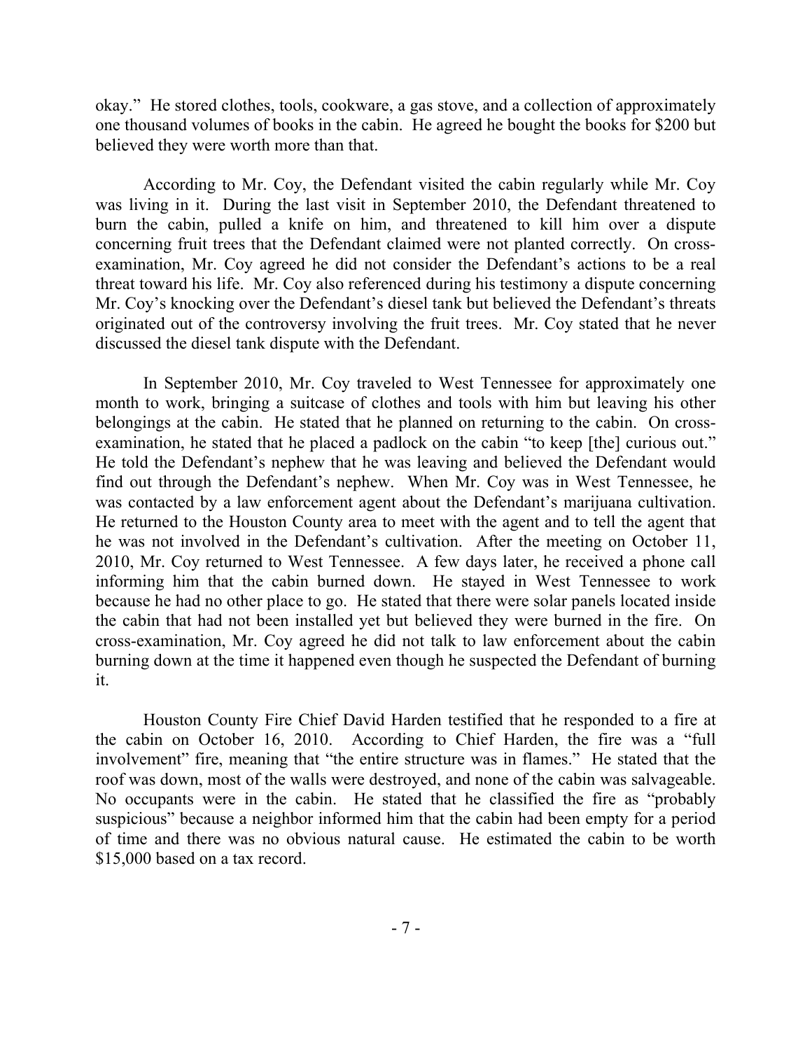okay." He stored clothes, tools, cookware, a gas stove, and a collection of approximately one thousand volumes of books in the cabin. He agreed he bought the books for $200 but believed they were worth more than that.

According to Mr. Coy, the Defendant visited the cabin regularly while Mr. Coy was living in it. During the last visit in September 2010, the Defendant threatened to burn the cabin, pulled a knife on him, and threatened to kill him over a dispute concerning fruit trees that the Defendant claimed were not planted correctly. On cross-examination, Mr. Coy agreed he did not consider the Defendant's actions to be a real threat toward his life. Mr. Coy also referenced during his testimony a dispute concerning Mr. Coy's knocking over the Defendant's diesel tank but believed the Defendant's threats originated out of the controversy involving the fruit trees. Mr. Coy stated that he never discussed the diesel tank dispute with the Defendant.

In September 2010, Mr. Coy traveled to West Tennessee for approximately one month to work, bringing a suitcase of clothes and tools with him but leaving his other belongings at the cabin. He stated that he planned on returning to the cabin. On cross-examination, he stated that he placed a padlock on the cabin "to keep [the] curious out." He told the Defendant's nephew that he was leaving and believed the Defendant would find out through the Defendant's nephew. When Mr. Coy was in West Tennessee, he was contacted by a law enforcement agent about the Defendant's marijuana cultivation. He returned to the Houston County area to meet with the agent and to tell the agent that he was not involved in the Defendant's cultivation. After the meeting on October 11, 2010, Mr. Coy returned to West Tennessee. A few days later, he received a phone call informing him that the cabin burned down. He stayed in West Tennessee to work because he had no other place to go. He stated that there were solar panels located inside the cabin that had not been installed yet but believed they were burned in the fire. On cross-examination, Mr. Coy agreed he did not talk to law enforcement about the cabin burning down at the time it happened even though he suspected the Defendant of burning it.

Houston County Fire Chief David Harden testified that he responded to a fire at the cabin on October 16, 2010. According to Chief Harden, the fire was a "full involvement" fire, meaning that "the entire structure was in flames." He stated that the roof was down, most of the walls were destroyed, and none of the cabin was salvageable. No occupants were in the cabin. He stated that he classified the fire as "probably suspicious" because a neighbor informed him that the cabin had been empty for a period of time and there was no obvious natural cause. He estimated the cabin to be worth $15,000 based on a tax record.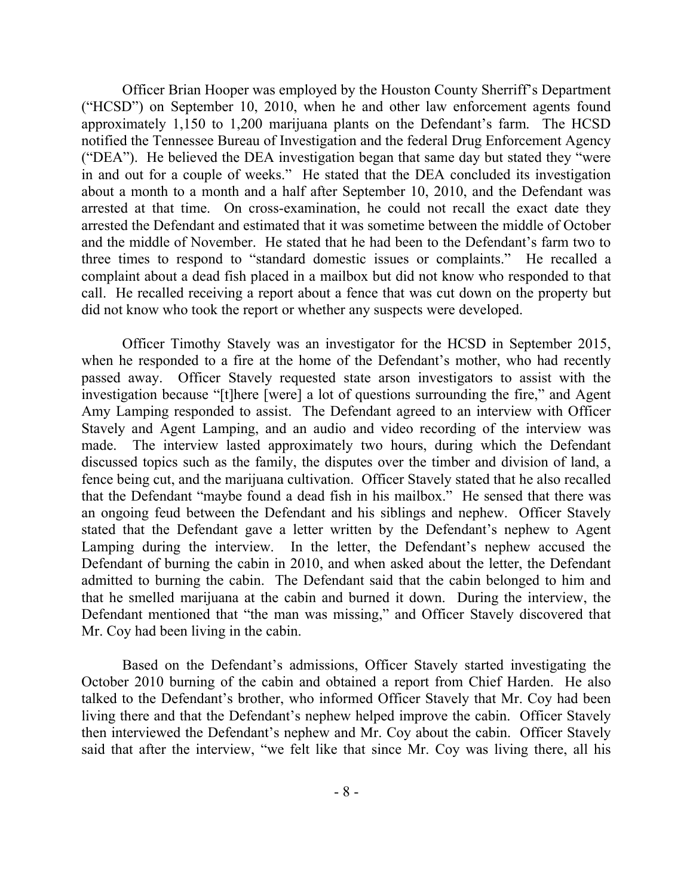Officer Brian Hooper was employed by the Houston County Sherriff's Department ("HCSD") on September 10, 2010, when he and other law enforcement agents found approximately 1,150 to 1,200 marijuana plants on the Defendant's farm. The HCSD notified the Tennessee Bureau of Investigation and the federal Drug Enforcement Agency ("DEA"). He believed the DEA investigation began that same day but stated they "were in and out for a couple of weeks." He stated that the DEA concluded its investigation about a month to a month and a half after September 10, 2010, and the Defendant was arrested at that time. On cross-examination, he could not recall the exact date they arrested the Defendant and estimated that it was sometime between the middle of October and the middle of November. He stated that he had been to the Defendant's farm two to three times to respond to "standard domestic issues or complaints." He recalled a complaint about a dead fish placed in a mailbox but did not know who responded to that call. He recalled receiving a report about a fence that was cut down on the property but did not know who took the report or whether any suspects were developed.

Officer Timothy Stavely was an investigator for the HCSD in September 2015, when he responded to a fire at the home of the Defendant's mother, who had recently passed away. Officer Stavely requested state arson investigators to assist with the investigation because "[t]here [were] a lot of questions surrounding the fire," and Agent Amy Lamping responded to assist. The Defendant agreed to an interview with Officer Stavely and Agent Lamping, and an audio and video recording of the interview was made. The interview lasted approximately two hours, during which the Defendant discussed topics such as the family, the disputes over the timber and division of land, a fence being cut, and the marijuana cultivation. Officer Stavely stated that he also recalled that the Defendant "maybe found a dead fish in his mailbox." He sensed that there was an ongoing feud between the Defendant and his siblings and nephew. Officer Stavely stated that the Defendant gave a letter written by the Defendant's nephew to Agent Lamping during the interview. In the letter, the Defendant's nephew accused the Defendant of burning the cabin in 2010, and when asked about the letter, the Defendant admitted to burning the cabin. The Defendant said that the cabin belonged to him and that he smelled marijuana at the cabin and burned it down. During the interview, the Defendant mentioned that "the man was missing," and Officer Stavely discovered that Mr. Coy had been living in the cabin.

Based on the Defendant's admissions, Officer Stavely started investigating the October 2010 burning of the cabin and obtained a report from Chief Harden. He also talked to the Defendant's brother, who informed Officer Stavely that Mr. Coy had been living there and that the Defendant's nephew helped improve the cabin. Officer Stavely then interviewed the Defendant's nephew and Mr. Coy about the cabin. Officer Stavely said that after the interview, "we felt like that since Mr. Coy was living there, all his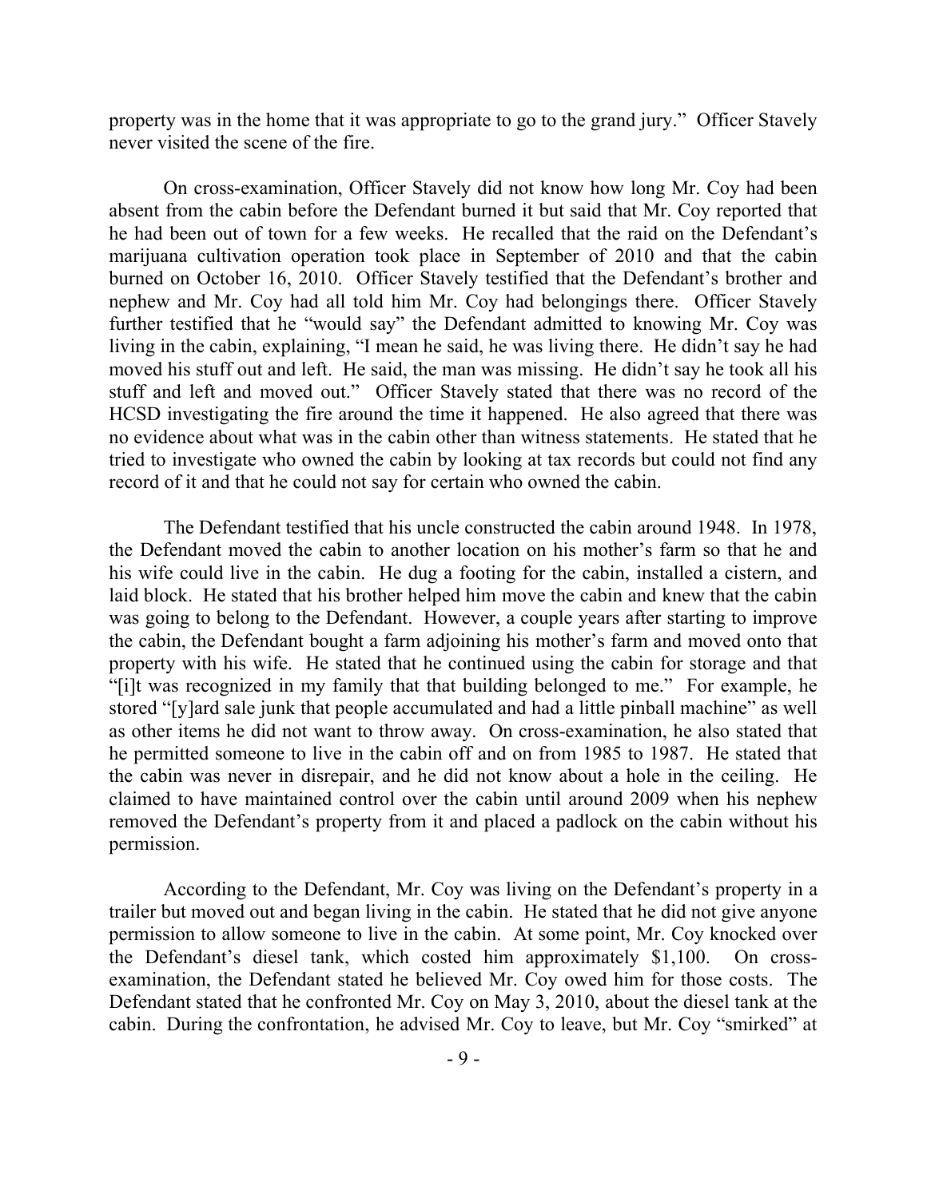property was in the home that it was appropriate to go to the grand jury." Officer Stavely never visited the scene of the fire.

On cross-examination, Officer Stavely did not know how long Mr. Coy had been absent from the cabin before the Defendant burned it but said that Mr. Coy reported that he had been out of town for a few weeks. He recalled that the raid on the Defendant's marijuana cultivation operation took place in September of 2010 and that the cabin burned on October 16, 2010. Officer Stavely testified that the Defendant's brother and nephew and Mr. Coy had all told him Mr. Coy had belongings there. Officer Stavely further testified that he "would say" the Defendant admitted to knowing Mr. Coy was living in the cabin, explaining, "I mean he said, he was living there. He didn't say he had moved his stuff out and left. He said, the man was missing. He didn't say he took all his stuff and left and moved out." Officer Stavely stated that there was no record of the HCSD investigating the fire around the time it happened. He also agreed that there was no evidence about what was in the cabin other than witness statements. He stated that he tried to investigate who owned the cabin by looking at tax records but could not find any record of it and that he could not say for certain who owned the cabin.

The Defendant testified that his uncle constructed the cabin around 1948. In 1978, the Defendant moved the cabin to another location on his mother's farm so that he and his wife could live in the cabin. He dug a footing for the cabin, installed a cistern, and laid block. He stated that his brother helped him move the cabin and knew that the cabin was going to belong to the Defendant. However, a couple years after starting to improve the cabin, the Defendant bought a farm adjoining his mother's farm and moved onto that property with his wife. He stated that he continued using the cabin for storage and that "[i]t was recognized in my family that that building belonged to me." For example, he stored "[y]ard sale junk that people accumulated and had a little pinball machine" as well as other items he did not want to throw away. On cross-examination, he also stated that he permitted someone to live in the cabin off and on from 1985 to 1987. He stated that the cabin was never in disrepair, and he did not know about a hole in the ceiling. He claimed to have maintained control over the cabin until around 2009 when his nephew removed the Defendant's property from it and placed a padlock on the cabin without his permission.

According to the Defendant, Mr. Coy was living on the Defendant's property in a trailer but moved out and began living in the cabin. He stated that he did not give anyone permission to allow someone to live in the cabin. At some point, Mr. Coy knocked over the Defendant's diesel tank, which costed him approximately $1,100. On cross-examination, the Defendant stated he believed Mr. Coy owed him for those costs. The Defendant stated that he confronted Mr. Coy on May 3, 2010, about the diesel tank at the cabin. During the confrontation, he advised Mr. Coy to leave, but Mr. Coy "smirked" at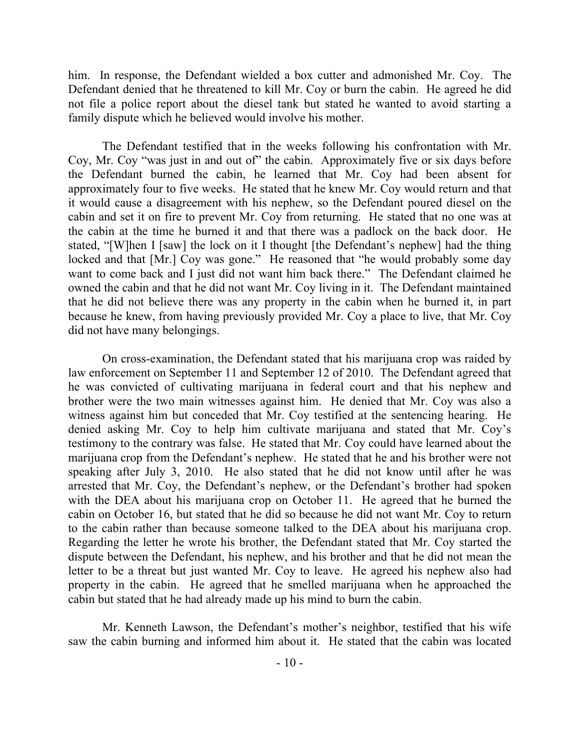him. In response, the Defendant wielded a box cutter and admonished Mr. Coy. The Defendant denied that he threatened to kill Mr. Coy or burn the cabin. He agreed he did not file a police report about the diesel tank but stated he wanted to avoid starting a family dispute which he believed would involve his mother.

The Defendant testified that in the weeks following his confrontation with Mr. Coy, Mr. Coy "was just in and out of" the cabin. Approximately five or six days before the Defendant burned the cabin, he learned that Mr. Coy had been absent for approximately four to five weeks. He stated that he knew Mr. Coy would return and that it would cause a disagreement with his nephew, so the Defendant poured diesel on the cabin and set it on fire to prevent Mr. Coy from returning. He stated that no one was at the cabin at the time he burned it and that there was a padlock on the back door. He stated, "[W]hen I [saw] the lock on it I thought [the Defendant's nephew] had the thing locked and that [Mr.] Coy was gone." He reasoned that "he would probably some day want to come back and I just did not want him back there." The Defendant claimed he owned the cabin and that he did not want Mr. Coy living in it. The Defendant maintained that he did not believe there was any property in the cabin when he burned it, in part because he knew, from having previously provided Mr. Coy a place to live, that Mr. Coy did not have many belongings.

On cross-examination, the Defendant stated that his marijuana crop was raided by law enforcement on September 11 and September 12 of 2010. The Defendant agreed that he was convicted of cultivating marijuana in federal court and that his nephew and brother were the two main witnesses against him. He denied that Mr. Coy was also a witness against him but conceded that Mr. Coy testified at the sentencing hearing. He denied asking Mr. Coy to help him cultivate marijuana and stated that Mr. Coy's testimony to the contrary was false. He stated that Mr. Coy could have learned about the marijuana crop from the Defendant's nephew. He stated that he and his brother were not speaking after July 3, 2010. He also stated that he did not know until after he was arrested that Mr. Coy, the Defendant's nephew, or the Defendant's brother had spoken with the DEA about his marijuana crop on October 11. He agreed that he burned the cabin on October 16, but stated that he did so because he did not want Mr. Coy to return to the cabin rather than because someone talked to the DEA about his marijuana crop. Regarding the letter he wrote his brother, the Defendant stated that Mr. Coy started the dispute between the Defendant, his nephew, and his brother and that he did not mean the letter to be a threat but just wanted Mr. Coy to leave. He agreed his nephew also had property in the cabin. He agreed that he smelled marijuana when he approached the cabin but stated that he had already made up his mind to burn the cabin.

Mr. Kenneth Lawson, the Defendant's mother's neighbor, testified that his wife saw the cabin burning and informed him about it. He stated that the cabin was located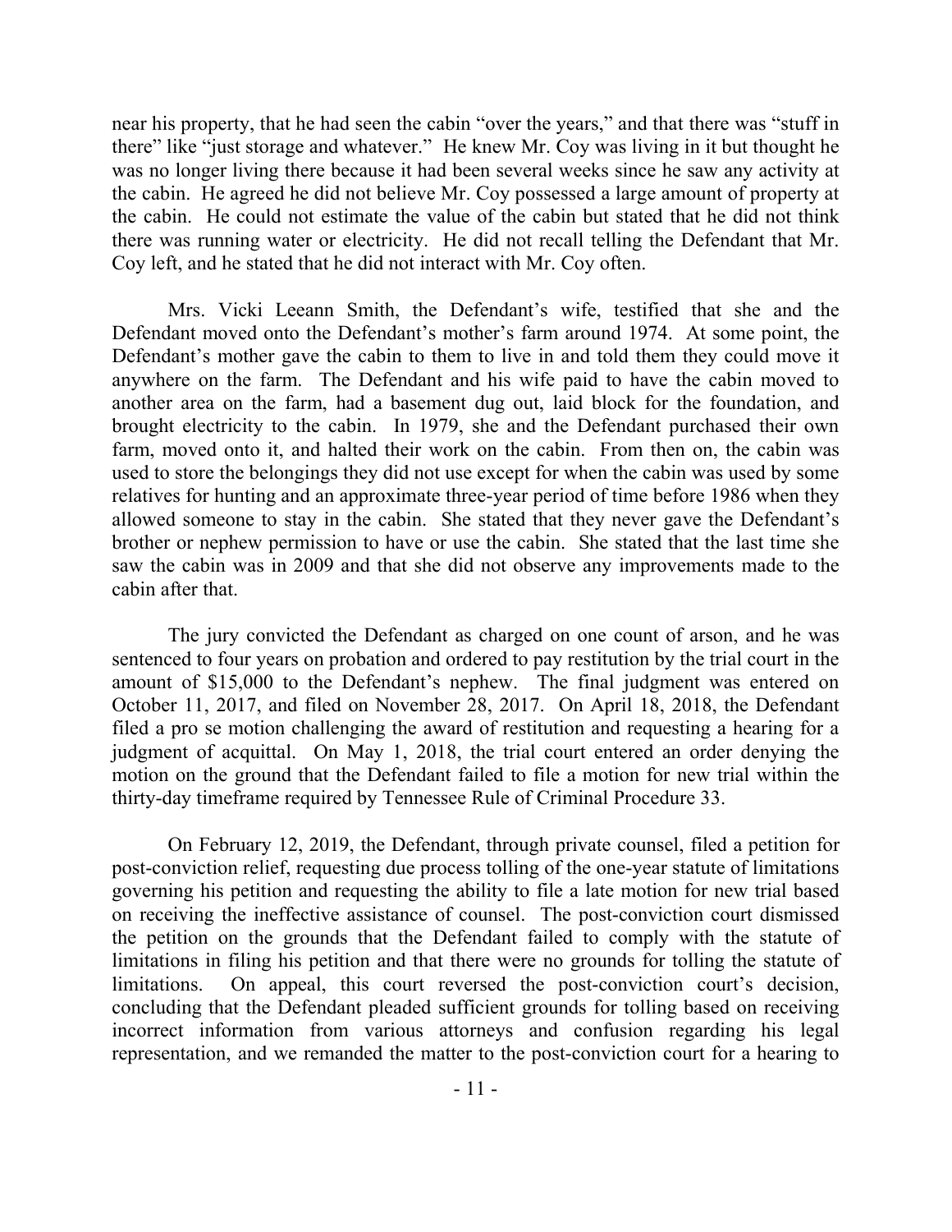near his property, that he had seen the cabin "over the years," and that there was "stuff in there" like "just storage and whatever." He knew Mr. Coy was living in it but thought he was no longer living there because it had been several weeks since he saw any activity at the cabin. He agreed he did not believe Mr. Coy possessed a large amount of property at the cabin. He could not estimate the value of the cabin but stated that he did not think there was running water or electricity. He did not recall telling the Defendant that Mr. Coy left, and he stated that he did not interact with Mr. Coy often.

Mrs. Vicki Leeann Smith, the Defendant's wife, testified that she and the Defendant moved onto the Defendant's mother's farm around 1974. At some point, the Defendant's mother gave the cabin to them to live in and told them they could move it anywhere on the farm. The Defendant and his wife paid to have the cabin moved to another area on the farm, had a basement dug out, laid block for the foundation, and brought electricity to the cabin. In 1979, she and the Defendant purchased their own farm, moved onto it, and halted their work on the cabin. From then on, the cabin was used to store the belongings they did not use except for when the cabin was used by some relatives for hunting and an approximate three-year period of time before 1986 when they allowed someone to stay in the cabin. She stated that they never gave the Defendant's brother or nephew permission to have or use the cabin. She stated that the last time she saw the cabin was in 2009 and that she did not observe any improvements made to the cabin after that.

The jury convicted the Defendant as charged on one count of arson, and he was sentenced to four years on probation and ordered to pay restitution by the trial court in the amount of $15,000 to the Defendant's nephew. The final judgment was entered on October 11, 2017, and filed on November 28, 2017. On April 18, 2018, the Defendant filed a pro se motion challenging the award of restitution and requesting a hearing for a judgment of acquittal. On May 1, 2018, the trial court entered an order denying the motion on the ground that the Defendant failed to file a motion for new trial within the thirty-day timeframe required by Tennessee Rule of Criminal Procedure 33.

On February 12, 2019, the Defendant, through private counsel, filed a petition for post-conviction relief, requesting due process tolling of the one-year statute of limitations governing his petition and requesting the ability to file a late motion for new trial based on receiving the ineffective assistance of counsel. The post-conviction court dismissed the petition on the grounds that the Defendant failed to comply with the statute of limitations in filing his petition and that there were no grounds for tolling the statute of limitations. On appeal, this court reversed the post-conviction court's decision, concluding that the Defendant pleaded sufficient grounds for tolling based on receiving incorrect information from various attorneys and confusion regarding his legal representation, and we remanded the matter to the post-conviction court for a hearing to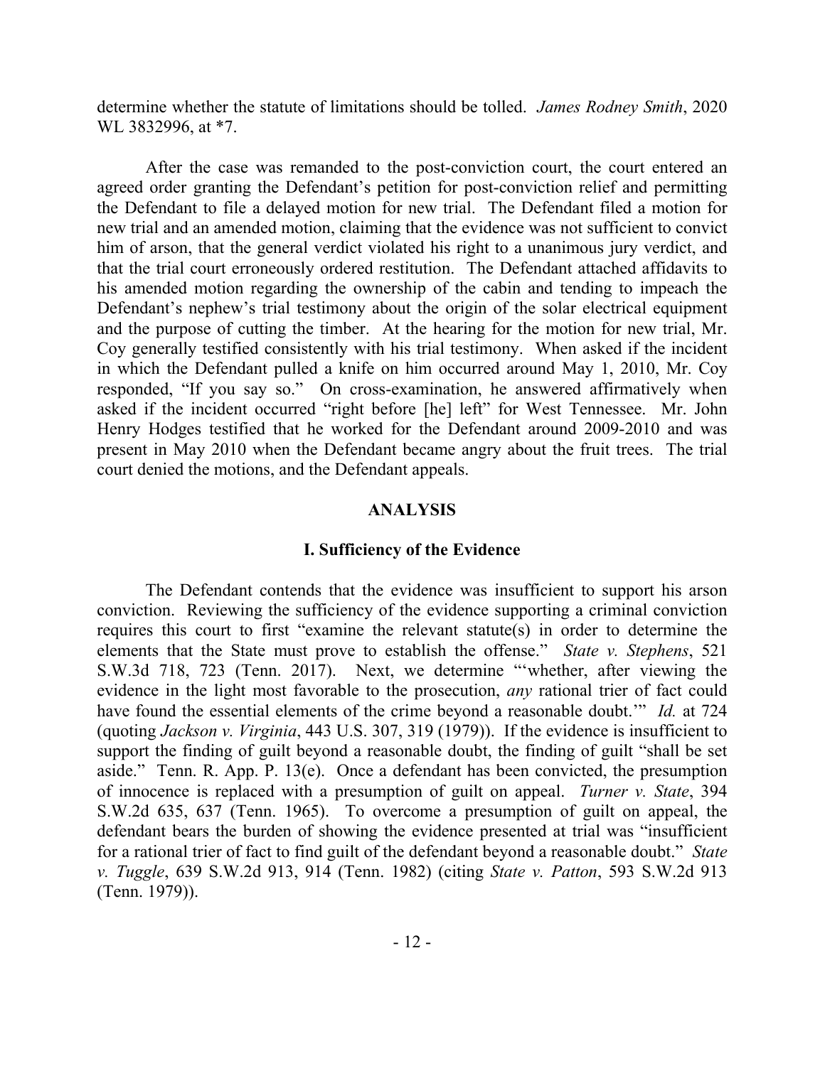determine whether the statute of limitations should be tolled. *James Rodney Smith*, 2020 WL 3832996, at *7.

After the case was remanded to the post-conviction court, the court entered an agreed order granting the Defendant's petition for post-conviction relief and permitting the Defendant to file a delayed motion for new trial. The Defendant filed a motion for new trial and an amended motion, claiming that the evidence was not sufficient to convict him of arson, that the general verdict violated his right to a unanimous jury verdict, and that the trial court erroneously ordered restitution. The Defendant attached affidavits to his amended motion regarding the ownership of the cabin and tending to impeach the Defendant's nephew's trial testimony about the origin of the solar electrical equipment and the purpose of cutting the timber. At the hearing for the motion for new trial, Mr. Coy generally testified consistently with his trial testimony. When asked if the incident in which the Defendant pulled a knife on him occurred around May 1, 2010, Mr. Coy responded, "If you say so." On cross-examination, he answered affirmatively when asked if the incident occurred "right before [he] left" for West Tennessee. Mr. John Henry Hodges testified that he worked for the Defendant around 2009-2010 and was present in May 2010 when the Defendant became angry about the fruit trees. The trial court denied the motions, and the Defendant appeals.

## ANALYSIS

### I. Sufficiency of the Evidence

The Defendant contends that the evidence was insufficient to support his arson conviction. Reviewing the sufficiency of the evidence supporting a criminal conviction requires this court to first "examine the relevant statute(s) in order to determine the elements that the State must prove to establish the offense." *State v. Stephens*, 521 S.W.3d 718, 723 (Tenn. 2017). Next, we determine "'whether, after viewing the evidence in the light most favorable to the prosecution, *any* rational trier of fact could have found the essential elements of the crime beyond a reasonable doubt.'" *Id.* at 724 (quoting *Jackson v. Virginia*, 443 U.S. 307, 319 (1979)). If the evidence is insufficient to support the finding of guilt beyond a reasonable doubt, the finding of guilt "shall be set aside." Tenn. R. App. P. 13(e). Once a defendant has been convicted, the presumption of innocence is replaced with a presumption of guilt on appeal. *Turner v. State*, 394 S.W.2d 635, 637 (Tenn. 1965). To overcome a presumption of guilt on appeal, the defendant bears the burden of showing the evidence presented at trial was "insufficient for a rational trier of fact to find guilt of the defendant beyond a reasonable doubt." *State v. Tuggle*, 639 S.W.2d 913, 914 (Tenn. 1982) (citing *State v. Patton*, 593 S.W.2d 913 (Tenn. 1979)).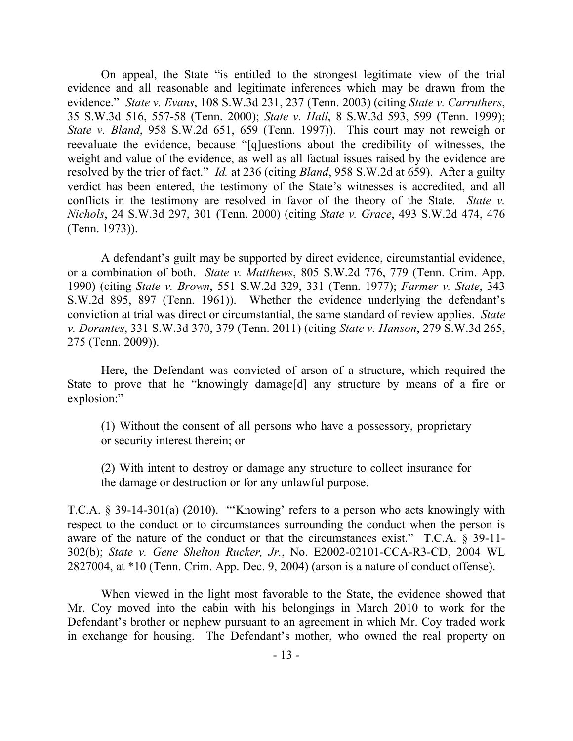On appeal, the State "is entitled to the strongest legitimate view of the trial evidence and all reasonable and legitimate inferences which may be drawn from the evidence." *State v. Evans*, 108 S.W.3d 231, 237 (Tenn. 2003) (citing *State v. Carruthers*, 35 S.W.3d 516, 557-58 (Tenn. 2000); *State v. Hall*, 8 S.W.3d 593, 599 (Tenn. 1999); *State v. Bland*, 958 S.W.2d 651, 659 (Tenn. 1997)). This court may not reweigh or reevaluate the evidence, because "[q]uestions about the credibility of witnesses, the weight and value of the evidence, as well as all factual issues raised by the evidence are resolved by the trier of fact." *Id.* at 236 (citing *Bland*, 958 S.W.2d at 659). After a guilty verdict has been entered, the testimony of the State's witnesses is accredited, and all conflicts in the testimony are resolved in favor of the theory of the State. *State v. Nichols*, 24 S.W.3d 297, 301 (Tenn. 2000) (citing *State v. Grace*, 493 S.W.2d 474, 476 (Tenn. 1973)).

A defendant's guilt may be supported by direct evidence, circumstantial evidence, or a combination of both. *State v. Matthews*, 805 S.W.2d 776, 779 (Tenn. Crim. App. 1990) (citing *State v. Brown*, 551 S.W.2d 329, 331 (Tenn. 1977); *Farmer v. State*, 343 S.W.2d 895, 897 (Tenn. 1961)). Whether the evidence underlying the defendant's conviction at trial was direct or circumstantial, the same standard of review applies. *State v. Dorantes*, 331 S.W.3d 370, 379 (Tenn. 2011) (citing *State v. Hanson*, 279 S.W.3d 265, 275 (Tenn. 2009)).

Here, the Defendant was convicted of arson of a structure, which required the State to prove that he "knowingly damage[d] any structure by means of a fire or explosion:"

> (1) Without the consent of all persons who have a possessory, proprietary or security interest therein; or
>
> (2) With intent to destroy or damage any structure to collect insurance for the damage or destruction or for any unlawful purpose.

T.C.A. § 39-14-301(a) (2010). "'Knowing' refers to a person who acts knowingly with respect to the conduct or to circumstances surrounding the conduct when the person is aware of the nature of the conduct or that the circumstances exist." T.C.A. § 39-11-302(b); *State v. Gene Shelton Rucker, Jr.*, No. E2002-02101-CCA-R3-CD, 2004 WL 2827004, at *10 (Tenn. Crim. App. Dec. 9, 2004) (arson is a nature of conduct offense).

When viewed in the light most favorable to the State, the evidence showed that Mr. Coy moved into the cabin with his belongings in March 2010 to work for the Defendant's brother or nephew pursuant to an agreement in which Mr. Coy traded work in exchange for housing. The Defendant's mother, who owned the real property on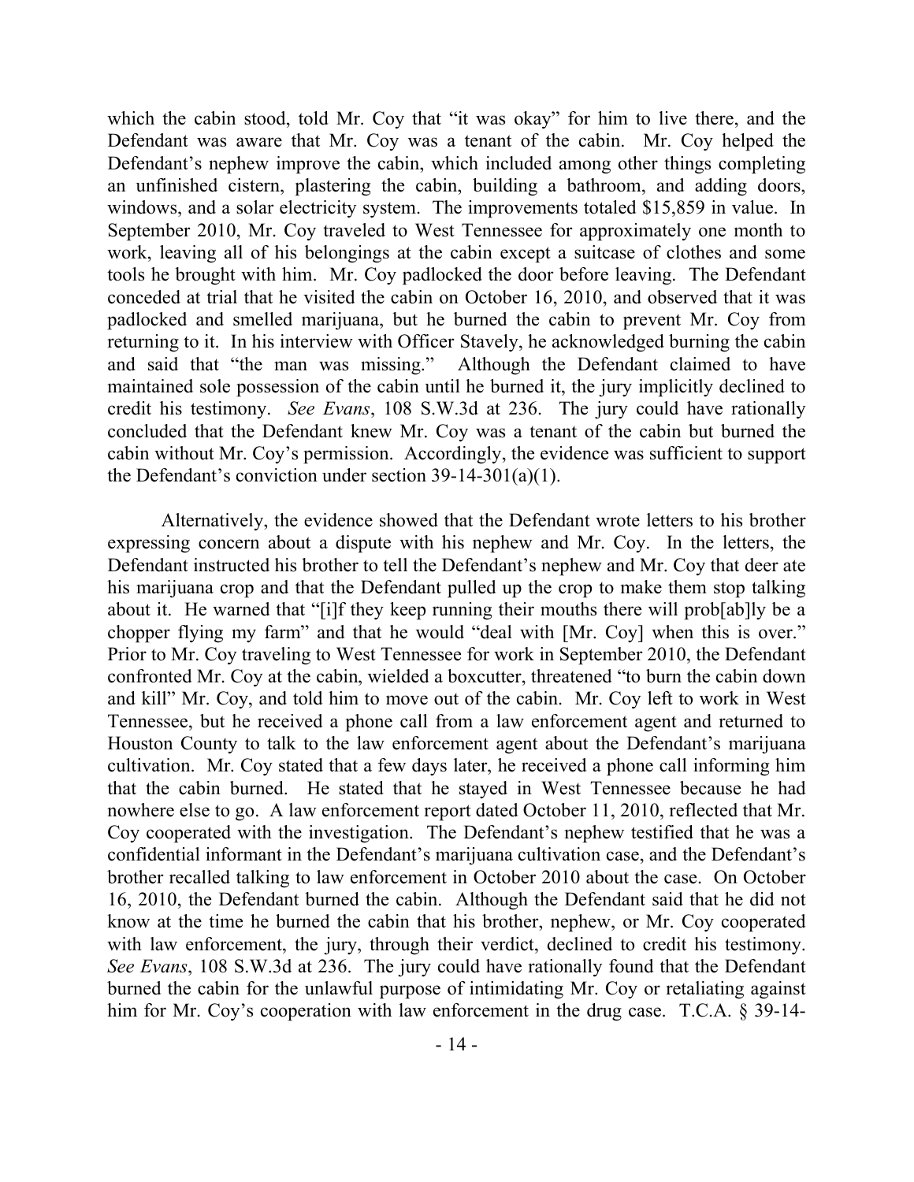which the cabin stood, told Mr. Coy that "it was okay" for him to live there, and the Defendant was aware that Mr. Coy was a tenant of the cabin. Mr. Coy helped the Defendant's nephew improve the cabin, which included among other things completing an unfinished cistern, plastering the cabin, building a bathroom, and adding doors, windows, and a solar electricity system. The improvements totaled $15,859 in value. In September 2010, Mr. Coy traveled to West Tennessee for approximately one month to work, leaving all of his belongings at the cabin except a suitcase of clothes and some tools he brought with him. Mr. Coy padlocked the door before leaving. The Defendant conceded at trial that he visited the cabin on October 16, 2010, and observed that it was padlocked and smelled marijuana, but he burned the cabin to prevent Mr. Coy from returning to it. In his interview with Officer Stavely, he acknowledged burning the cabin and said that "the man was missing." Although the Defendant claimed to have maintained sole possession of the cabin until he burned it, the jury implicitly declined to credit his testimony. *See Evans*, 108 S.W.3d at 236. The jury could have rationally concluded that the Defendant knew Mr. Coy was a tenant of the cabin but burned the cabin without Mr. Coy's permission. Accordingly, the evidence was sufficient to support the Defendant's conviction under section 39-14-301(a)(1).

Alternatively, the evidence showed that the Defendant wrote letters to his brother expressing concern about a dispute with his nephew and Mr. Coy. In the letters, the Defendant instructed his brother to tell the Defendant's nephew and Mr. Coy that deer ate his marijuana crop and that the Defendant pulled up the crop to make them stop talking about it. He warned that "[i]f they keep running their mouths there will prob[ab]ly be a chopper flying my farm" and that he would "deal with [Mr. Coy] when this is over." Prior to Mr. Coy traveling to West Tennessee for work in September 2010, the Defendant confronted Mr. Coy at the cabin, wielded a boxcutter, threatened "to burn the cabin down and kill" Mr. Coy, and told him to move out of the cabin. Mr. Coy left to work in West Tennessee, but he received a phone call from a law enforcement agent and returned to Houston County to talk to the law enforcement agent about the Defendant's marijuana cultivation. Mr. Coy stated that a few days later, he received a phone call informing him that the cabin burned. He stated that he stayed in West Tennessee because he had nowhere else to go. A law enforcement report dated October 11, 2010, reflected that Mr. Coy cooperated with the investigation. The Defendant's nephew testified that he was a confidential informant in the Defendant's marijuana cultivation case, and the Defendant's brother recalled talking to law enforcement in October 2010 about the case. On October 16, 2010, the Defendant burned the cabin. Although the Defendant said that he did not know at the time he burned the cabin that his brother, nephew, or Mr. Coy cooperated with law enforcement, the jury, through their verdict, declined to credit his testimony. *See Evans*, 108 S.W.3d at 236. The jury could have rationally found that the Defendant burned the cabin for the unlawful purpose of intimidating Mr. Coy or retaliating against him for Mr. Coy's cooperation with law enforcement in the drug case. T.C.A. § 39-14-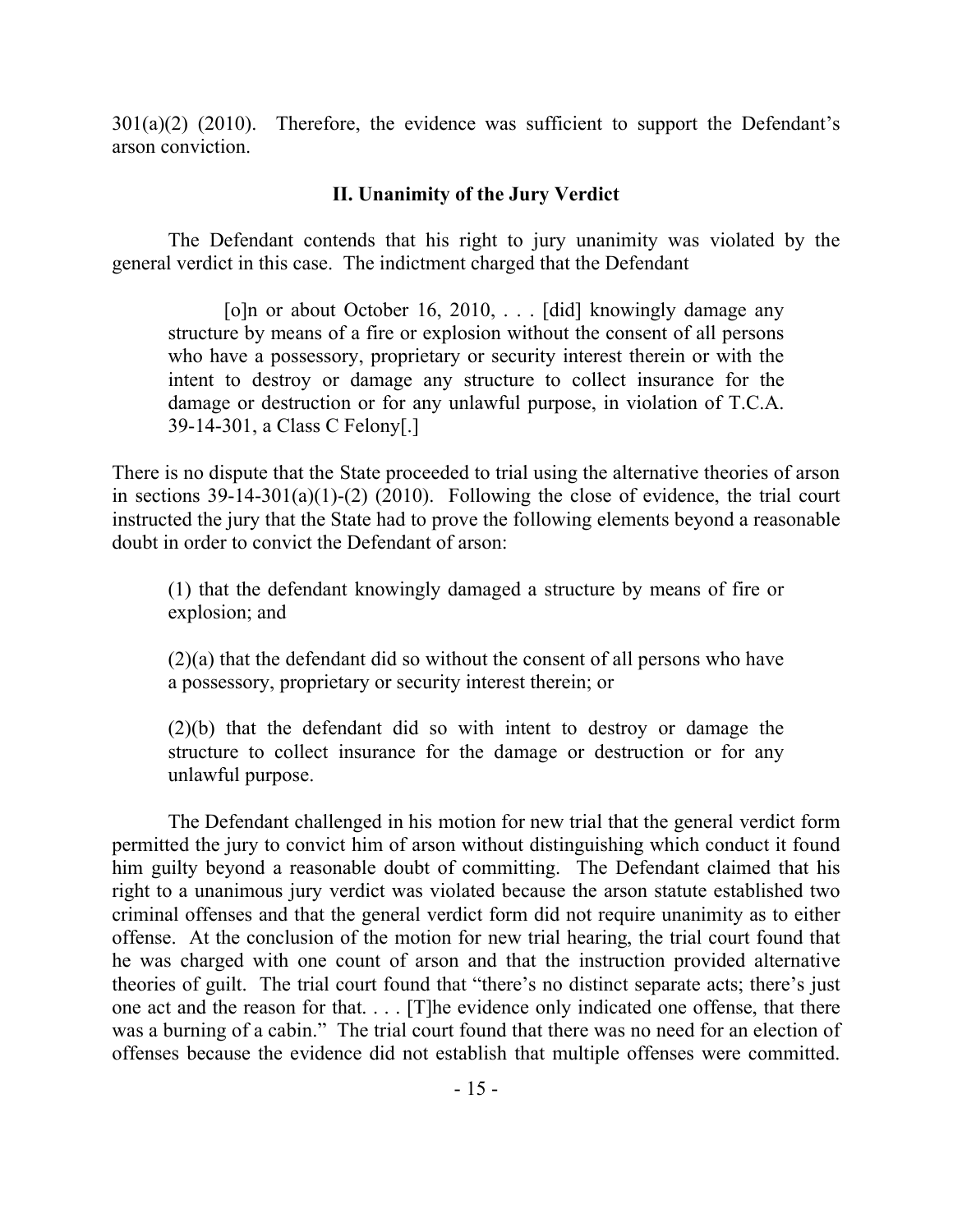301(a)(2) (2010). Therefore, the evidence was sufficient to support the Defendant's arson conviction.

## II. Unanimity of the Jury Verdict

The Defendant contends that his right to jury unanimity was violated by the general verdict in this case. The indictment charged that the Defendant

> [o]n or about October 16, 2010, . . . [did] knowingly damage any structure by means of a fire or explosion without the consent of all persons who have a possessory, proprietary or security interest therein or with the intent to destroy or damage any structure to collect insurance for the damage or destruction or for any unlawful purpose, in violation of T.C.A. 39-14-301, a Class C Felony[.]

There is no dispute that the State proceeded to trial using the alternative theories of arson in sections 39-14-301(a)(1)-(2) (2010). Following the close of evidence, the trial court instructed the jury that the State had to prove the following elements beyond a reasonable doubt in order to convict the Defendant of arson:

> (1) that the defendant knowingly damaged a structure by means of fire or explosion; and
>
> (2)(a) that the defendant did so without the consent of all persons who have a possessory, proprietary or security interest therein; or
>
> (2)(b) that the defendant did so with intent to destroy or damage the structure to collect insurance for the damage or destruction or for any unlawful purpose.

The Defendant challenged in his motion for new trial that the general verdict form permitted the jury to convict him of arson without distinguishing which conduct it found him guilty beyond a reasonable doubt of committing. The Defendant claimed that his right to a unanimous jury verdict was violated because the arson statute established two criminal offenses and that the general verdict form did not require unanimity as to either offense. At the conclusion of the motion for new trial hearing, the trial court found that he was charged with one count of arson and that the instruction provided alternative theories of guilt. The trial court found that "there's no distinct separate acts; there's just one act and the reason for that. . . . [T]he evidence only indicated one offense, that there was a burning of a cabin." The trial court found that there was no need for an election of offenses because the evidence did not establish that multiple offenses were committed.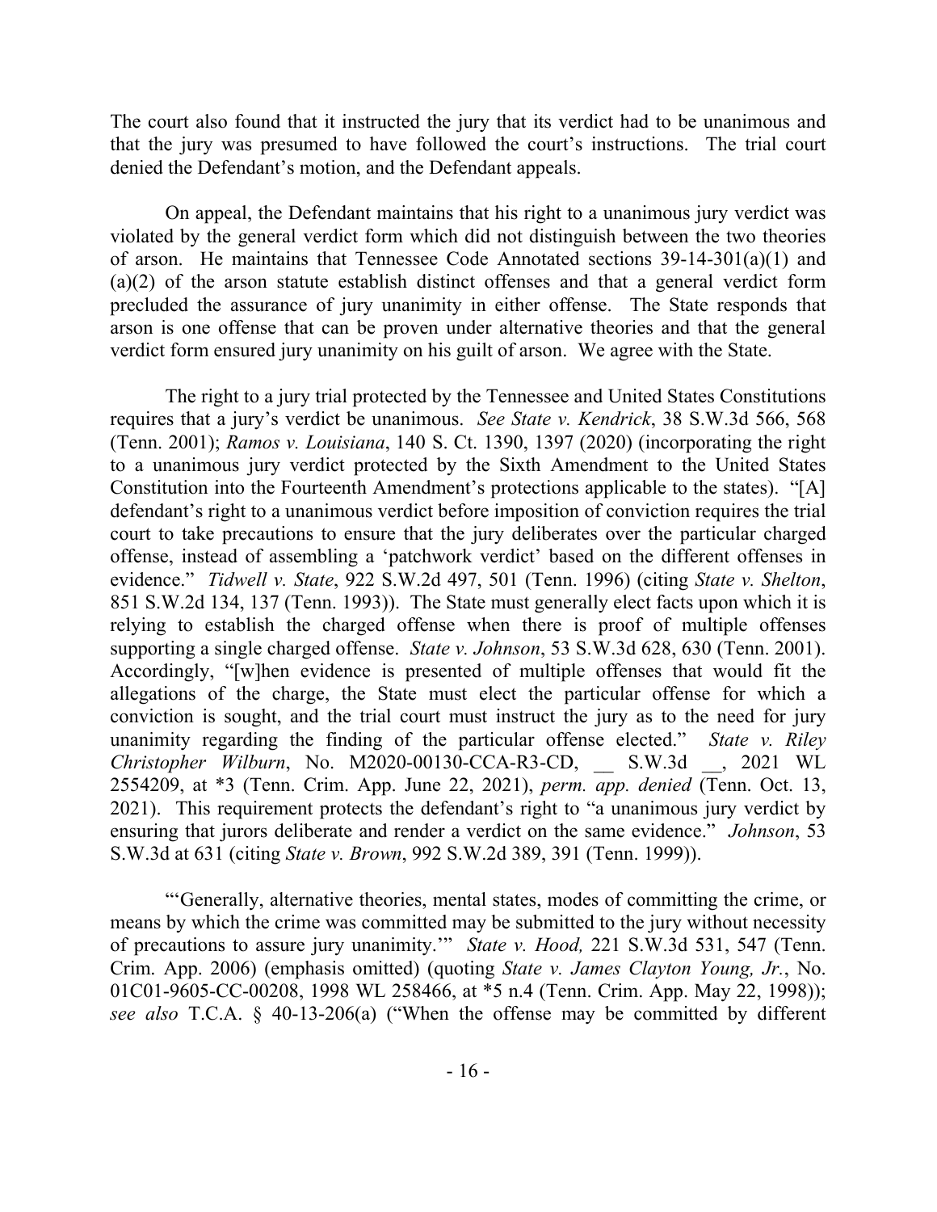The court also found that it instructed the jury that its verdict had to be unanimous and that the jury was presumed to have followed the court's instructions. The trial court denied the Defendant's motion, and the Defendant appeals.

On appeal, the Defendant maintains that his right to a unanimous jury verdict was violated by the general verdict form which did not distinguish between the two theories of arson. He maintains that Tennessee Code Annotated sections 39-14-301(a)(1) and (a)(2) of the arson statute establish distinct offenses and that a general verdict form precluded the assurance of jury unanimity in either offense. The State responds that arson is one offense that can be proven under alternative theories and that the general verdict form ensured jury unanimity on his guilt of arson. We agree with the State.

The right to a jury trial protected by the Tennessee and United States Constitutions requires that a jury's verdict be unanimous. *See State v. Kendrick*, 38 S.W.3d 566, 568 (Tenn. 2001); *Ramos v. Louisiana*, 140 S. Ct. 1390, 1397 (2020) (incorporating the right to a unanimous jury verdict protected by the Sixth Amendment to the United States Constitution into the Fourteenth Amendment's protections applicable to the states). "[A] defendant's right to a unanimous verdict before imposition of conviction requires the trial court to take precautions to ensure that the jury deliberates over the particular charged offense, instead of assembling a 'patchwork verdict' based on the different offenses in evidence." *Tidwell v. State*, 922 S.W.2d 497, 501 (Tenn. 1996) (citing *State v. Shelton*, 851 S.W.2d 134, 137 (Tenn. 1993)). The State must generally elect facts upon which it is relying to establish the charged offense when there is proof of multiple offenses supporting a single charged offense. *State v. Johnson*, 53 S.W.3d 628, 630 (Tenn. 2001). Accordingly, "[w]hen evidence is presented of multiple offenses that would fit the allegations of the charge, the State must elect the particular offense for which a conviction is sought, and the trial court must instruct the jury as to the need for jury unanimity regarding the finding of the particular offense elected." *State v. Riley Christopher Wilburn*, No. M2020-00130-CCA-R3-CD, __ S.W.3d __, 2021 WL 2554209, at *3 (Tenn. Crim. App. June 22, 2021), *perm. app. denied* (Tenn. Oct. 13, 2021). This requirement protects the defendant's right to "a unanimous jury verdict by ensuring that jurors deliberate and render a verdict on the same evidence." *Johnson*, 53 S.W.3d at 631 (citing *State v. Brown*, 992 S.W.2d 389, 391 (Tenn. 1999)).

"'Generally, alternative theories, mental states, modes of committing the crime, or means by which the crime was committed may be submitted to the jury without necessity of precautions to assure jury unanimity.'" *State v. Hood,* 221 S.W.3d 531, 547 (Tenn. Crim. App. 2006) (emphasis omitted) (quoting *State v. James Clayton Young, Jr.*, No. 01C01-9605-CC-00208, 1998 WL 258466, at *5 n.4 (Tenn. Crim. App. May 22, 1998)); *see also* T.C.A. § 40-13-206(a) ("When the offense may be committed by different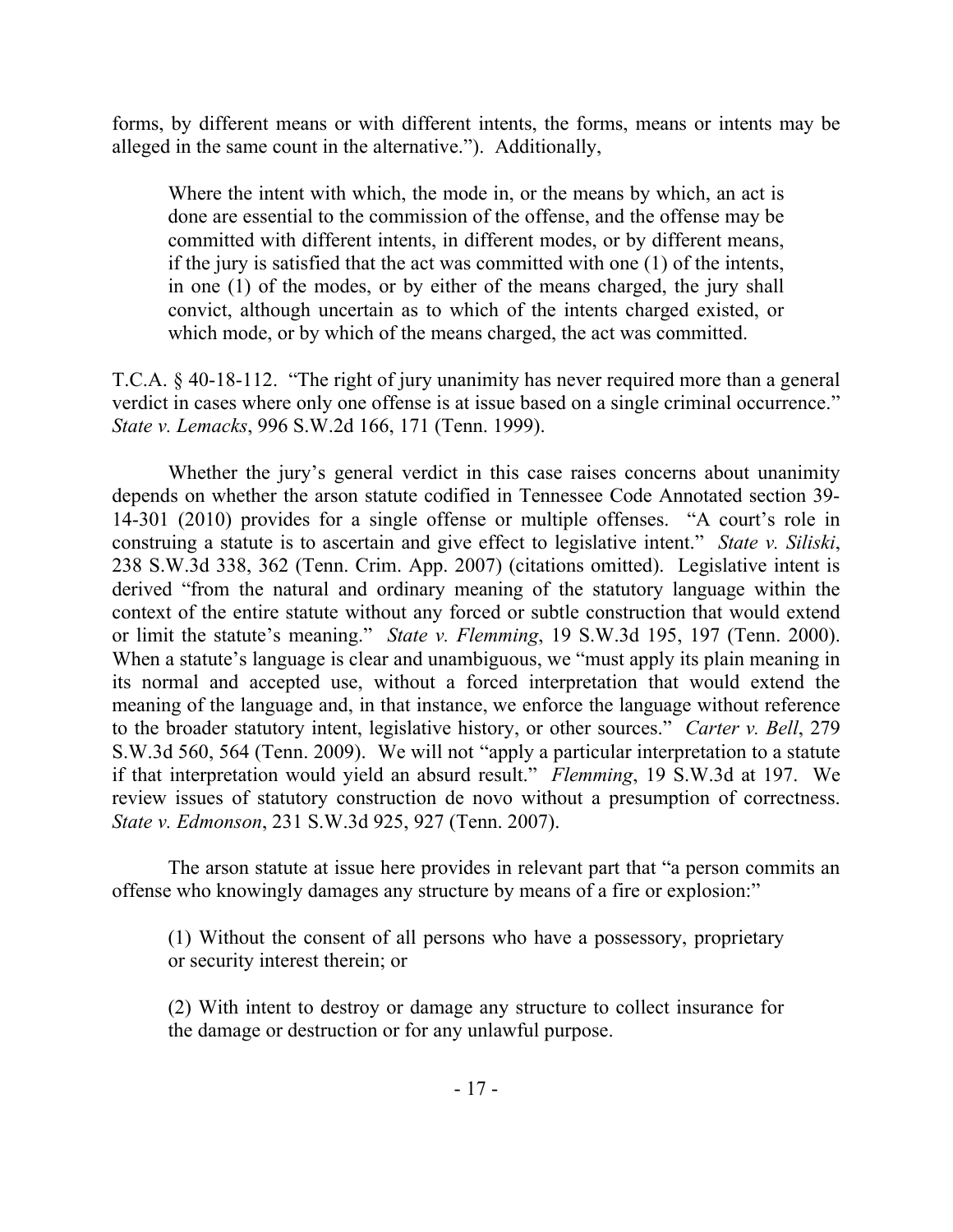forms, by different means or with different intents, the forms, means or intents may be alleged in the same count in the alternative."). Additionally,

> Where the intent with which, the mode in, or the means by which, an act is done are essential to the commission of the offense, and the offense may be committed with different intents, in different modes, or by different means, if the jury is satisfied that the act was committed with one (1) of the intents, in one (1) of the modes, or by either of the means charged, the jury shall convict, although uncertain as to which of the intents charged existed, or which mode, or by which of the means charged, the act was committed.

T.C.A. § 40-18-112. "The right of jury unanimity has never required more than a general verdict in cases where only one offense is at issue based on a single criminal occurrence." *State v. Lemacks*, 996 S.W.2d 166, 171 (Tenn. 1999).

Whether the jury's general verdict in this case raises concerns about unanimity depends on whether the arson statute codified in Tennessee Code Annotated section 39-14-301 (2010) provides for a single offense or multiple offenses. "A court's role in construing a statute is to ascertain and give effect to legislative intent." *State v. Siliski*, 238 S.W.3d 338, 362 (Tenn. Crim. App. 2007) (citations omitted). Legislative intent is derived "from the natural and ordinary meaning of the statutory language within the context of the entire statute without any forced or subtle construction that would extend or limit the statute's meaning." *State v. Flemming*, 19 S.W.3d 195, 197 (Tenn. 2000). When a statute's language is clear and unambiguous, we "must apply its plain meaning in its normal and accepted use, without a forced interpretation that would extend the meaning of the language and, in that instance, we enforce the language without reference to the broader statutory intent, legislative history, or other sources." *Carter v. Bell*, 279 S.W.3d 560, 564 (Tenn. 2009). We will not "apply a particular interpretation to a statute if that interpretation would yield an absurd result." *Flemming*, 19 S.W.3d at 197. We review issues of statutory construction de novo without a presumption of correctness. *State v. Edmonson*, 231 S.W.3d 925, 927 (Tenn. 2007).

The arson statute at issue here provides in relevant part that "a person commits an offense who knowingly damages any structure by means of a fire or explosion:"

> (1) Without the consent of all persons who have a possessory, proprietary or security interest therein; or
>
> (2) With intent to destroy or damage any structure to collect insurance for the damage or destruction or for any unlawful purpose.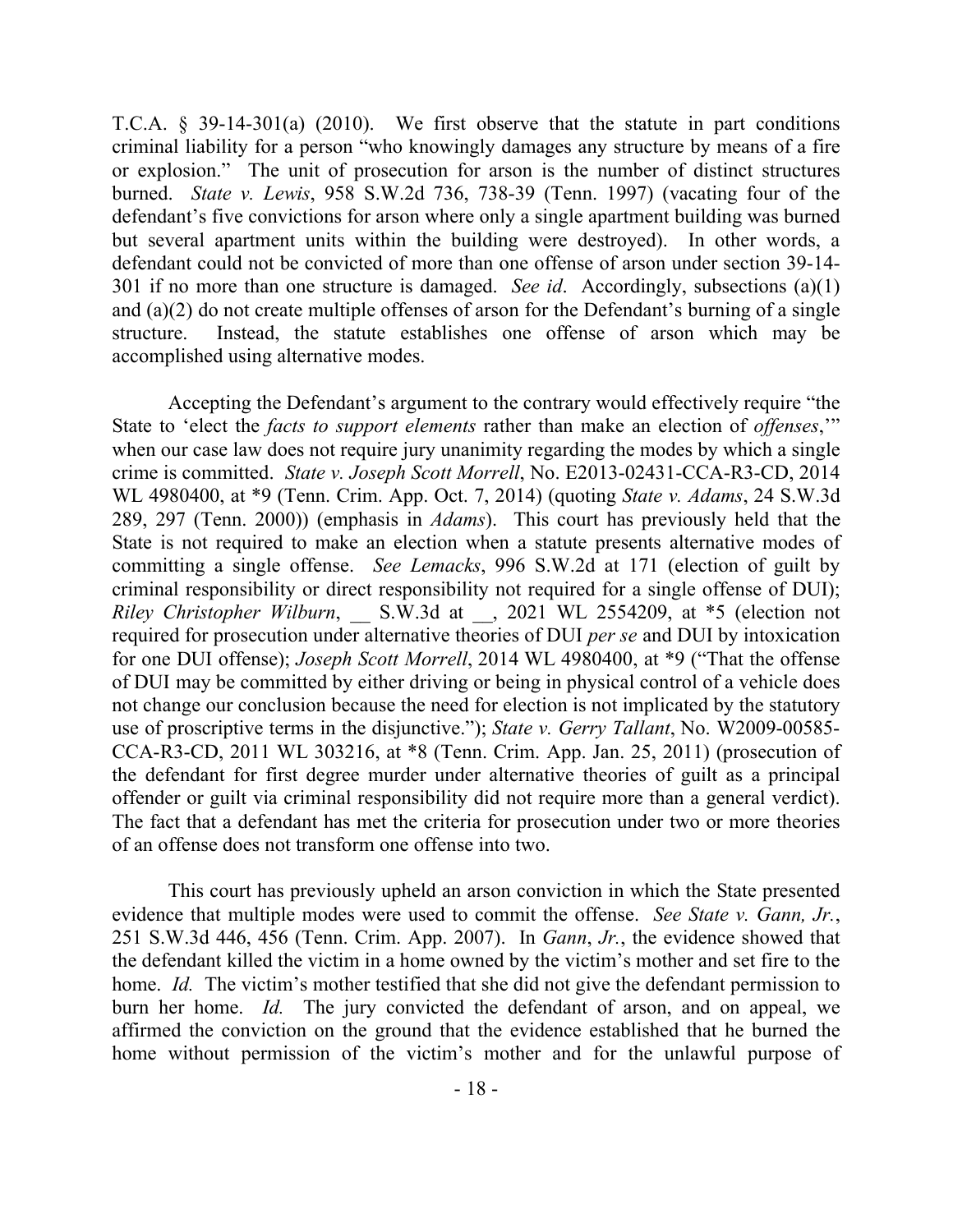T.C.A. § 39-14-301(a) (2010). We first observe that the statute in part conditions criminal liability for a person "who knowingly damages any structure by means of a fire or explosion." The unit of prosecution for arson is the number of distinct structures burned. *State v. Lewis*, 958 S.W.2d 736, 738-39 (Tenn. 1997) (vacating four of the defendant's five convictions for arson where only a single apartment building was burned but several apartment units within the building were destroyed). In other words, a defendant could not be convicted of more than one offense of arson under section 39-14-301 if no more than one structure is damaged. *See id*. Accordingly, subsections (a)(1) and (a)(2) do not create multiple offenses of arson for the Defendant's burning of a single structure. Instead, the statute establishes one offense of arson which may be accomplished using alternative modes.

Accepting the Defendant's argument to the contrary would effectively require "the State to 'elect the *facts to support elements* rather than make an election of *offenses*,'" when our case law does not require jury unanimity regarding the modes by which a single crime is committed. *State v. Joseph Scott Morrell*, No. E2013-02431-CCA-R3-CD, 2014 WL 4980400, at *9 (Tenn. Crim. App. Oct. 7, 2014) (quoting *State v. Adams*, 24 S.W.3d 289, 297 (Tenn. 2000)) (emphasis in *Adams*). This court has previously held that the State is not required to make an election when a statute presents alternative modes of committing a single offense. *See Lemacks*, 996 S.W.2d at 171 (election of guilt by criminal responsibility or direct responsibility not required for a single offense of DUI); *Riley Christopher Wilburn*, __ S.W.3d at __, 2021 WL 2554209, at *5 (election not required for prosecution under alternative theories of DUI *per se* and DUI by intoxication for one DUI offense); *Joseph Scott Morrell*, 2014 WL 4980400, at *9 ("That the offense of DUI may be committed by either driving or being in physical control of a vehicle does not change our conclusion because the need for election is not implicated by the statutory use of proscriptive terms in the disjunctive."); *State v. Gerry Tallant*, No. W2009-00585-CCA-R3-CD, 2011 WL 303216, at *8 (Tenn. Crim. App. Jan. 25, 2011) (prosecution of the defendant for first degree murder under alternative theories of guilt as a principal offender or guilt via criminal responsibility did not require more than a general verdict). The fact that a defendant has met the criteria for prosecution under two or more theories of an offense does not transform one offense into two.

This court has previously upheld an arson conviction in which the State presented evidence that multiple modes were used to commit the offense. *See State v. Gann, Jr.*, 251 S.W.3d 446, 456 (Tenn. Crim. App. 2007). In *Gann*, *Jr.*, the evidence showed that the defendant killed the victim in a home owned by the victim's mother and set fire to the home. *Id.* The victim's mother testified that she did not give the defendant permission to burn her home. *Id.* The jury convicted the defendant of arson, and on appeal, we affirmed the conviction on the ground that the evidence established that he burned the home without permission of the victim's mother and for the unlawful purpose of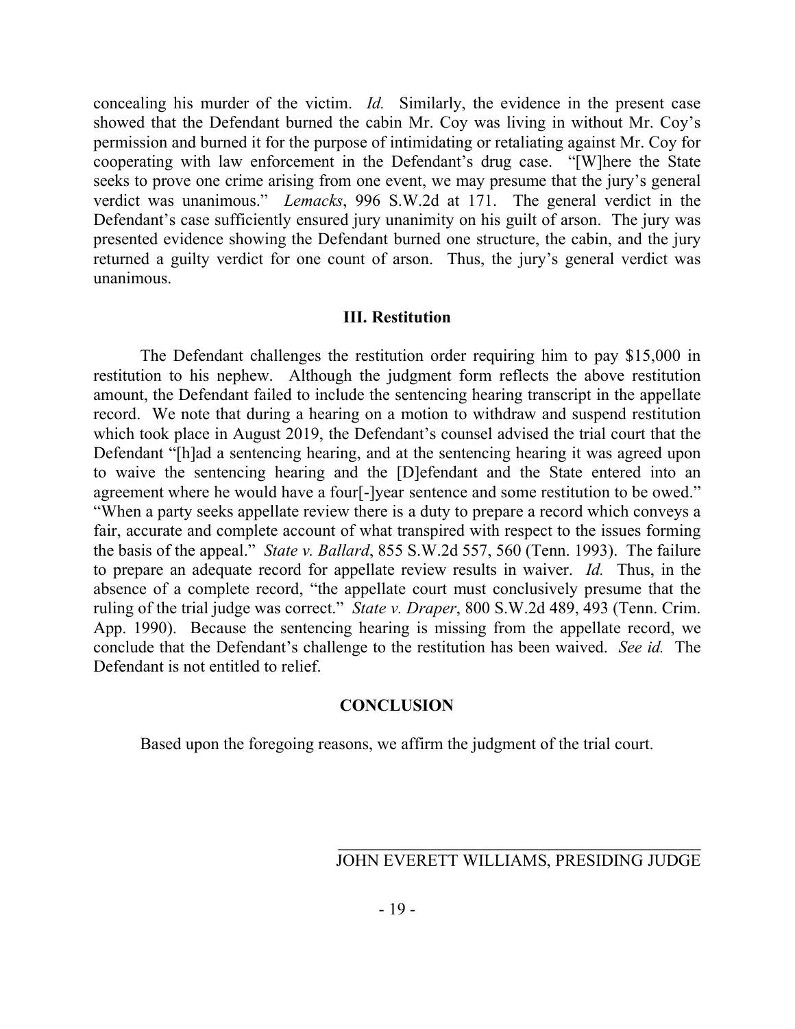concealing his murder of the victim. *Id.* Similarly, the evidence in the present case showed that the Defendant burned the cabin Mr. Coy was living in without Mr. Coy's permission and burned it for the purpose of intimidating or retaliating against Mr. Coy for cooperating with law enforcement in the Defendant's drug case. "[W]here the State seeks to prove one crime arising from one event, we may presume that the jury's general verdict was unanimous." *Lemacks*, 996 S.W.2d at 171. The general verdict in the Defendant's case sufficiently ensured jury unanimity on his guilt of arson. The jury was presented evidence showing the Defendant burned one structure, the cabin, and the jury returned a guilty verdict for one count of arson. Thus, the jury's general verdict was unanimous.

## III. Restitution

The Defendant challenges the restitution order requiring him to pay $15,000 in restitution to his nephew. Although the judgment form reflects the above restitution amount, the Defendant failed to include the sentencing hearing transcript in the appellate record. We note that during a hearing on a motion to withdraw and suspend restitution which took place in August 2019, the Defendant's counsel advised the trial court that the Defendant "[h]ad a sentencing hearing, and at the sentencing hearing it was agreed upon to waive the sentencing hearing and the [D]efendant and the State entered into an agreement where he would have a four[-]year sentence and some restitution to be owed." "When a party seeks appellate review there is a duty to prepare a record which conveys a fair, accurate and complete account of what transpired with respect to the issues forming the basis of the appeal." *State v. Ballard*, 855 S.W.2d 557, 560 (Tenn. 1993). The failure to prepare an adequate record for appellate review results in waiver. *Id.* Thus, in the absence of a complete record, "the appellate court must conclusively presume that the ruling of the trial judge was correct." *State v. Draper*, 800 S.W.2d 489, 493 (Tenn. Crim. App. 1990). Because the sentencing hearing is missing from the appellate record, we conclude that the Defendant's challenge to the restitution has been waived. *See id.* The Defendant is not entitled to relief.

## CONCLUSION

Based upon the foregoing reasons, we affirm the judgment of the trial court.

\_\_\_\_\_\_\_\_\_\_\_\_\_\_\_\_\_\_\_\_\_\_\_\_\_\_\_\_\_\_\_\_\_\_\_\_\_\_\_\_\_\_\_\_

JOHN EVERETT WILLIAMS, PRESIDING JUDGE